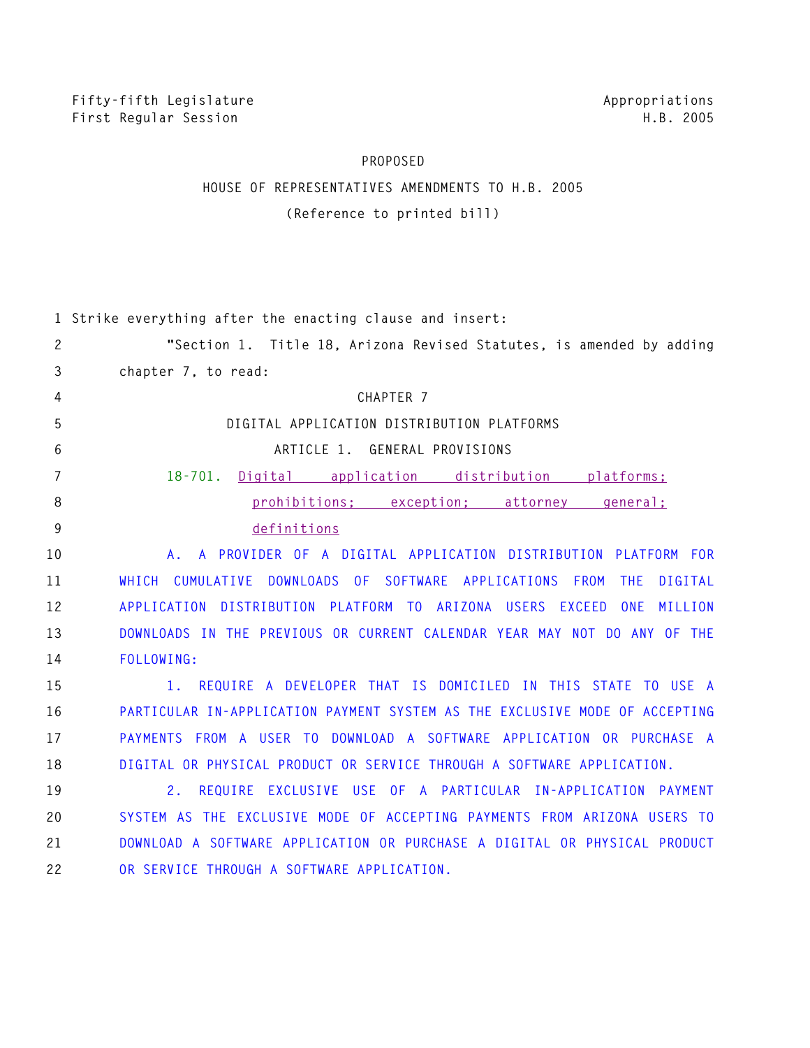Fifty-fifth Legislature
First Regular Session

Appropriations
H.B. 2005

PROPOSED

HOUSE OF REPRESENTATIVES AMENDMENTS TO H.B. 2005

(Reference to printed bill)

1 Strike everything after the enacting clause and insert:

2 "Section 1. Title 18, Arizona Revised Statutes, is amended by adding
3 chapter 7, to read:

4 CHAPTER 7

5 DIGITAL APPLICATION DISTRIBUTION PLATFORMS

6 ARTICLE 1. GENERAL PROVISIONS

7 18-701. Digital application distribution platforms;
8 prohibitions; exception; attorney general;
9 definitions

10 A. A PROVIDER OF A DIGITAL APPLICATION DISTRIBUTION PLATFORM FOR
11 WHICH CUMULATIVE DOWNLOADS OF SOFTWARE APPLICATIONS FROM THE DIGITAL
12 APPLICATION DISTRIBUTION PLATFORM TO ARIZONA USERS EXCEED ONE MILLION
13 DOWNLOADS IN THE PREVIOUS OR CURRENT CALENDAR YEAR MAY NOT DO ANY OF THE
14 FOLLOWING:

15 1. REQUIRE A DEVELOPER THAT IS DOMICILED IN THIS STATE TO USE A
16 PARTICULAR IN-APPLICATION PAYMENT SYSTEM AS THE EXCLUSIVE MODE OF ACCEPTING
17 PAYMENTS FROM A USER TO DOWNLOAD A SOFTWARE APPLICATION OR PURCHASE A
18 DIGITAL OR PHYSICAL PRODUCT OR SERVICE THROUGH A SOFTWARE APPLICATION.

19 2. REQUIRE EXCLUSIVE USE OF A PARTICULAR IN-APPLICATION PAYMENT
20 SYSTEM AS THE EXCLUSIVE MODE OF ACCEPTING PAYMENTS FROM ARIZONA USERS TO
21 DOWNLOAD A SOFTWARE APPLICATION OR PURCHASE A DIGITAL OR PHYSICAL PRODUCT
22 OR SERVICE THROUGH A SOFTWARE APPLICATION.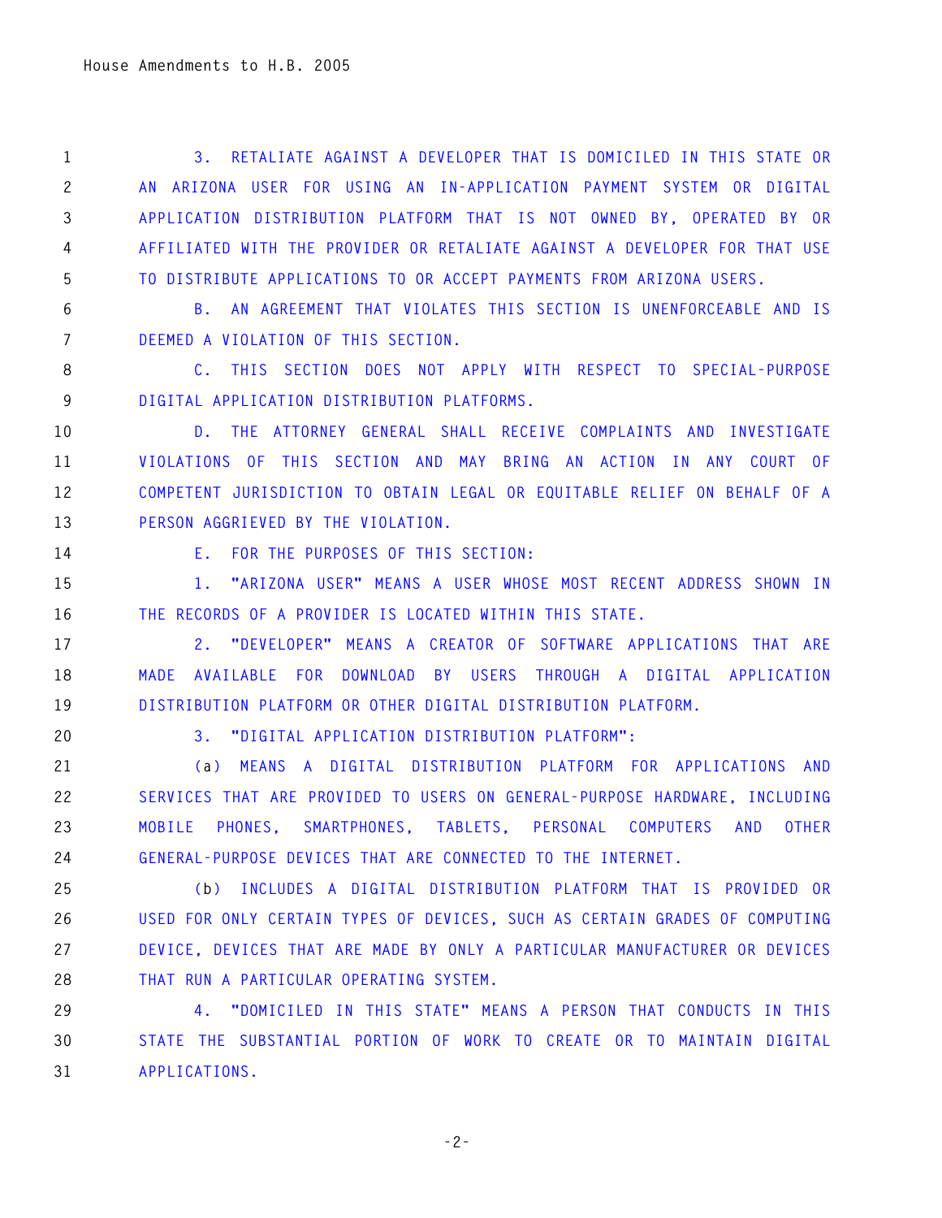3. RETALIATE AGAINST A DEVELOPER THAT IS DOMICILED IN THIS STATE OR AN ARIZONA USER FOR USING AN IN-APPLICATION PAYMENT SYSTEM OR DIGITAL APPLICATION DISTRIBUTION PLATFORM THAT IS NOT OWNED BY, OPERATED BY OR AFFILIATED WITH THE PROVIDER OR RETALIATE AGAINST A DEVELOPER FOR THAT USE TO DISTRIBUTE APPLICATIONS TO OR ACCEPT PAYMENTS FROM ARIZONA USERS.

B. AN AGREEMENT THAT VIOLATES THIS SECTION IS UNENFORCEABLE AND IS DEEMED A VIOLATION OF THIS SECTION.

C. THIS SECTION DOES NOT APPLY WITH RESPECT TO SPECIAL-PURPOSE DIGITAL APPLICATION DISTRIBUTION PLATFORMS.

D. THE ATTORNEY GENERAL SHALL RECEIVE COMPLAINTS AND INVESTIGATE VIOLATIONS OF THIS SECTION AND MAY BRING AN ACTION IN ANY COURT OF COMPETENT JURISDICTION TO OBTAIN LEGAL OR EQUITABLE RELIEF ON BEHALF OF A PERSON AGGRIEVED BY THE VIOLATION.

E. FOR THE PURPOSES OF THIS SECTION:

1. "ARIZONA USER" MEANS A USER WHOSE MOST RECENT ADDRESS SHOWN IN THE RECORDS OF A PROVIDER IS LOCATED WITHIN THIS STATE.

2. "DEVELOPER" MEANS A CREATOR OF SOFTWARE APPLICATIONS THAT ARE MADE AVAILABLE FOR DOWNLOAD BY USERS THROUGH A DIGITAL APPLICATION DISTRIBUTION PLATFORM OR OTHER DIGITAL DISTRIBUTION PLATFORM.

3. "DIGITAL APPLICATION DISTRIBUTION PLATFORM":

(a) MEANS A DIGITAL DISTRIBUTION PLATFORM FOR APPLICATIONS AND SERVICES THAT ARE PROVIDED TO USERS ON GENERAL-PURPOSE HARDWARE, INCLUDING MOBILE PHONES, SMARTPHONES, TABLETS, PERSONAL COMPUTERS AND OTHER GENERAL-PURPOSE DEVICES THAT ARE CONNECTED TO THE INTERNET.

(b) INCLUDES A DIGITAL DISTRIBUTION PLATFORM THAT IS PROVIDED OR USED FOR ONLY CERTAIN TYPES OF DEVICES, SUCH AS CERTAIN GRADES OF COMPUTING DEVICE, DEVICES THAT ARE MADE BY ONLY A PARTICULAR MANUFACTURER OR DEVICES THAT RUN A PARTICULAR OPERATING SYSTEM.

4. "DOMICILED IN THIS STATE" MEANS A PERSON THAT CONDUCTS IN THIS STATE THE SUBSTANTIAL PORTION OF WORK TO CREATE OR TO MAINTAIN DIGITAL APPLICATIONS.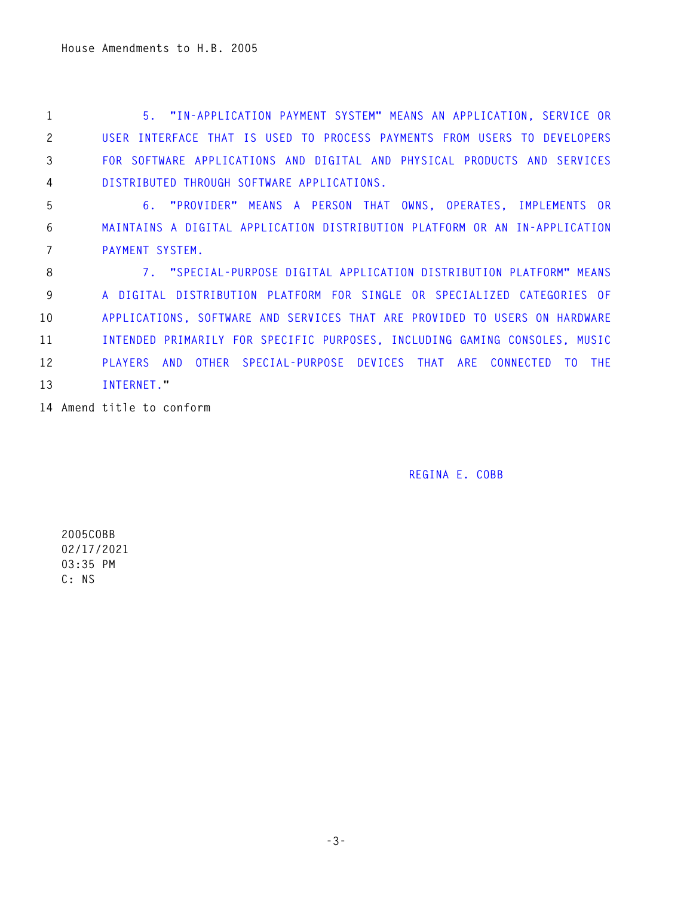5. "IN-APPLICATION PAYMENT SYSTEM" MEANS AN APPLICATION, SERVICE OR USER INTERFACE THAT IS USED TO PROCESS PAYMENTS FROM USERS TO DEVELOPERS FOR SOFTWARE APPLICATIONS AND DIGITAL AND PHYSICAL PRODUCTS AND SERVICES DISTRIBUTED THROUGH SOFTWARE APPLICATIONS.

6. "PROVIDER" MEANS A PERSON THAT OWNS, OPERATES, IMPLEMENTS OR MAINTAINS A DIGITAL APPLICATION DISTRIBUTION PLATFORM OR AN IN-APPLICATION PAYMENT SYSTEM.

7. "SPECIAL-PURPOSE DIGITAL APPLICATION DISTRIBUTION PLATFORM" MEANS A DIGITAL DISTRIBUTION PLATFORM FOR SINGLE OR SPECIALIZED CATEGORIES OF APPLICATIONS, SOFTWARE AND SERVICES THAT ARE PROVIDED TO USERS ON HARDWARE INTENDED PRIMARILY FOR SPECIFIC PURPOSES, INCLUDING GAMING CONSOLES, MUSIC PLAYERS AND OTHER SPECIAL-PURPOSE DEVICES THAT ARE CONNECTED TO THE INTERNET."

Amend title to conform

REGINA E. COBB

2005COBB
02/17/2021
03:35 PM
C: NS